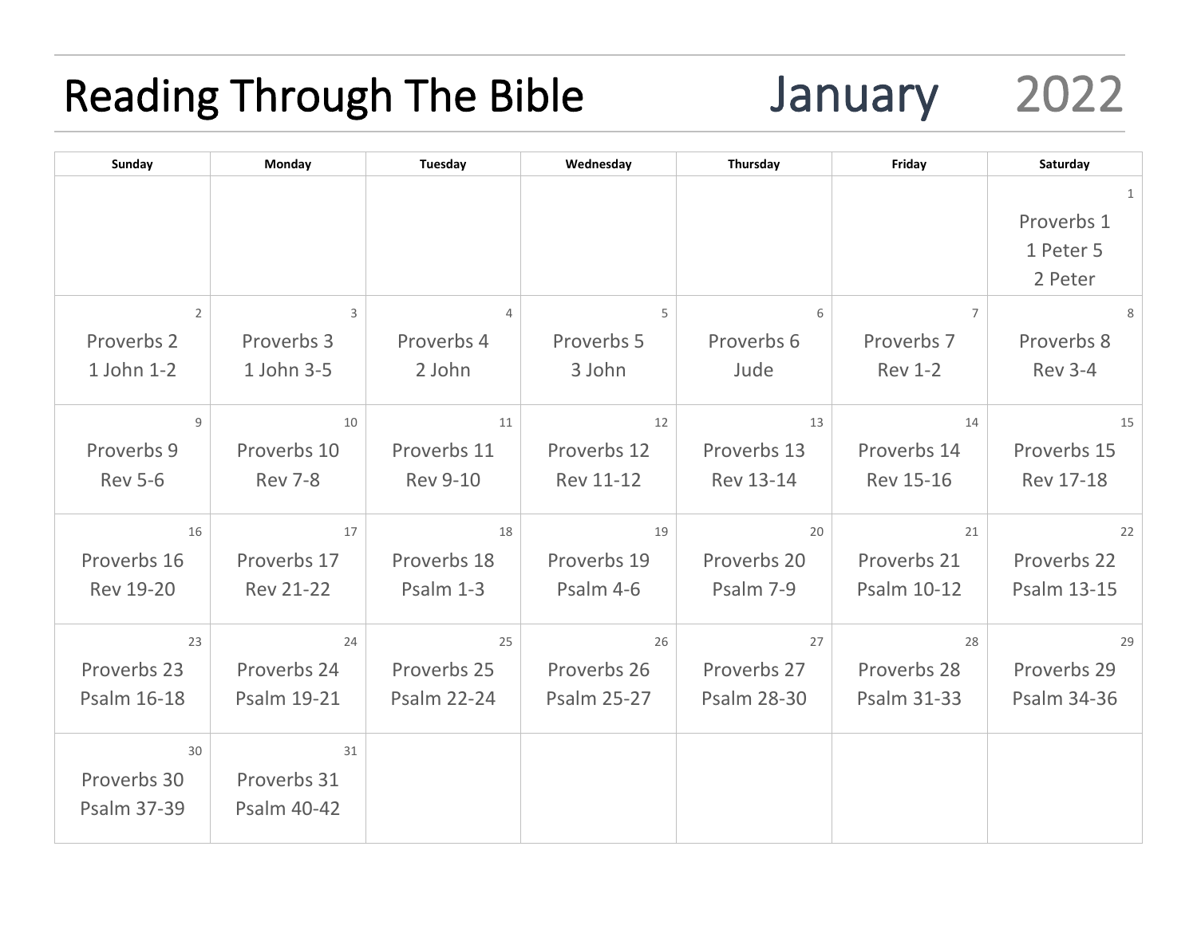# Reading Through The Bible — January 2022

| Sunday | Monday | Tuesday | Wednesday | Thursday | Friday | Saturday |
|---|---|---|---|---|---|---|
| | | | | | | 1<br>Proverbs 1<br>1 Peter 5<br>2 Peter |
| 2<br>Proverbs 2<br>1 John 1-2 | 3<br>Proverbs 3<br>1 John 3-5 | 4<br>Proverbs 4<br>2 John | 5<br>Proverbs 5<br>3 John | 6<br>Proverbs 6<br>Jude | 7<br>Proverbs 7<br>Rev 1-2 | 8<br>Proverbs 8<br>Rev 3-4 |
| 9<br>Proverbs 9<br>Rev 5-6 | 10<br>Proverbs 10<br>Rev 7-8 | 11<br>Proverbs 11<br>Rev 9-10 | 12<br>Proverbs 12<br>Rev 11-12 | 13<br>Proverbs 13<br>Rev 13-14 | 14<br>Proverbs 14<br>Rev 15-16 | 15<br>Proverbs 15<br>Rev 17-18 |
| 16<br>Proverbs 16<br>Rev 19-20 | 17<br>Proverbs 17<br>Rev 21-22 | 18<br>Proverbs 18<br>Psalm 1-3 | 19<br>Proverbs 19<br>Psalm 4-6 | 20<br>Proverbs 20<br>Psalm 7-9 | 21<br>Proverbs 21<br>Psalm 10-12 | 22<br>Proverbs 22<br>Psalm 13-15 |
| 23<br>Proverbs 23<br>Psalm 16-18 | 24<br>Proverbs 24<br>Psalm 19-21 | 25<br>Proverbs 25<br>Psalm 22-24 | 26<br>Proverbs 26<br>Psalm 25-27 | 27<br>Proverbs 27<br>Psalm 28-30 | 28<br>Proverbs 28<br>Psalm 31-33 | 29<br>Proverbs 29<br>Psalm 34-36 |
| 30<br>Proverbs 30<br>Psalm 37-39 | 31<br>Proverbs 31<br>Psalm 40-42 | | | | | |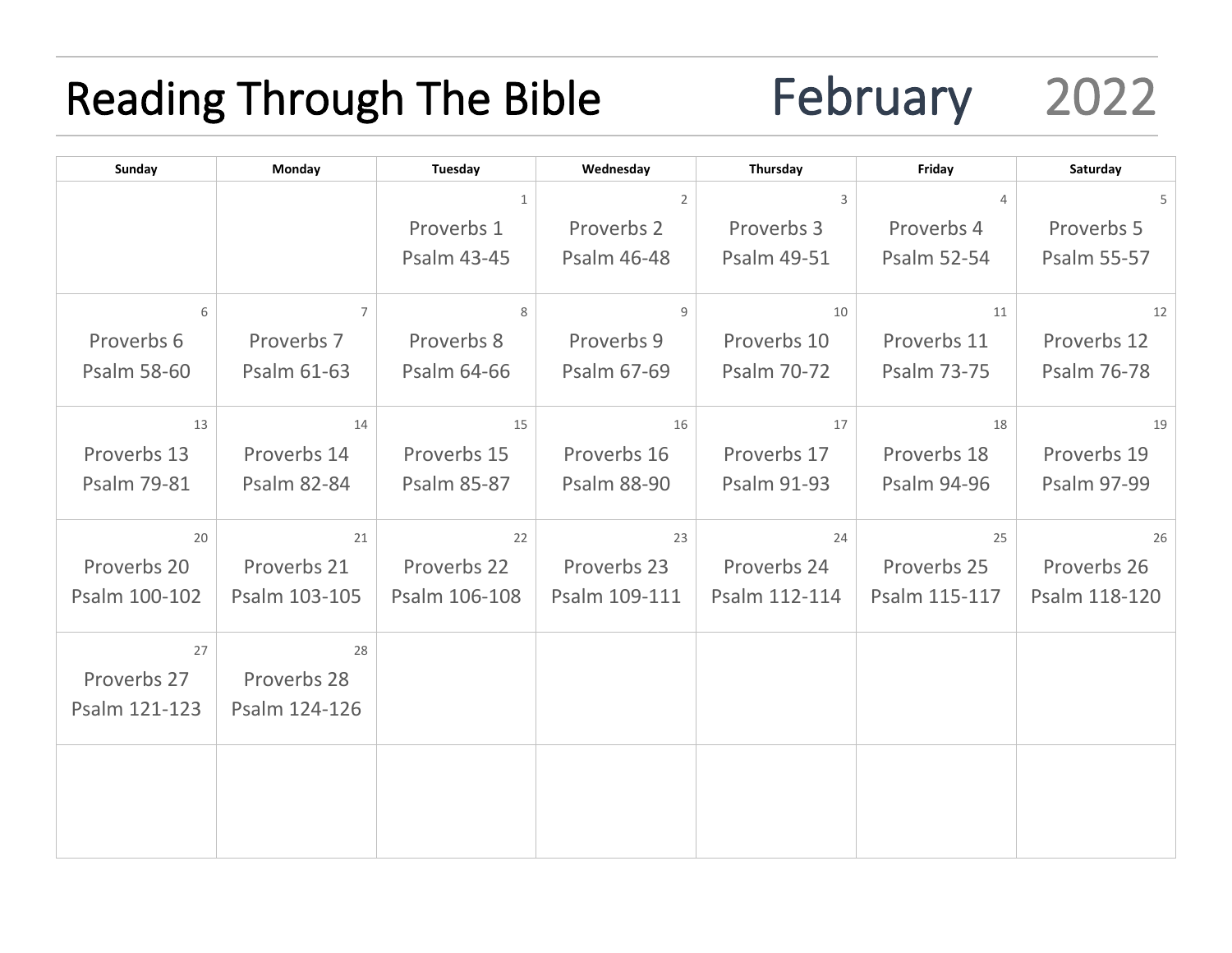# Reading Through The Bible February 2022

| Sunday | Monday | Tuesday | Wednesday | Thursday | Friday | Saturday |
|---|---|---|---|---|---|---|
| | | 1<br>Proverbs 1<br>Psalm 43-45 | 2<br>Proverbs 2<br>Psalm 46-48 | 3<br>Proverbs 3<br>Psalm 49-51 | 4<br>Proverbs 4<br>Psalm 52-54 | 5<br>Proverbs 5<br>Psalm 55-57 |
| 6<br>Proverbs 6<br>Psalm 58-60 | 7<br>Proverbs 7<br>Psalm 61-63 | 8<br>Proverbs 8<br>Psalm 64-66 | 9<br>Proverbs 9<br>Psalm 67-69 | 10<br>Proverbs 10<br>Psalm 70-72 | 11<br>Proverbs 11<br>Psalm 73-75 | 12<br>Proverbs 12<br>Psalm 76-78 |
| 13<br>Proverbs 13<br>Psalm 79-81 | 14<br>Proverbs 14<br>Psalm 82-84 | 15<br>Proverbs 15<br>Psalm 85-87 | 16<br>Proverbs 16<br>Psalm 88-90 | 17<br>Proverbs 17<br>Psalm 91-93 | 18<br>Proverbs 18<br>Psalm 94-96 | 19<br>Proverbs 19<br>Psalm 97-99 |
| 20<br>Proverbs 20<br>Psalm 100-102 | 21<br>Proverbs 21<br>Psalm 103-105 | 22<br>Proverbs 22<br>Psalm 106-108 | 23<br>Proverbs 23<br>Psalm 109-111 | 24<br>Proverbs 24<br>Psalm 112-114 | 25<br>Proverbs 25<br>Psalm 115-117 | 26<br>Proverbs 26<br>Psalm 118-120 |
| 27<br>Proverbs 27<br>Psalm 121-123 | 28<br>Proverbs 28<br>Psalm 124-126 | | | | | |
| | | | | | | |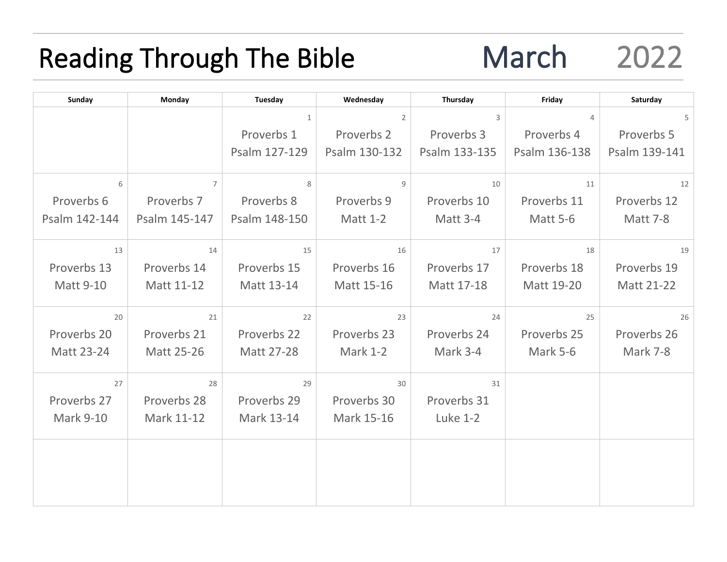# Reading Through The Bible March 2022

| Sunday | Monday | Tuesday | Wednesday | Thursday | Friday | Saturday |
|---|---|---|---|---|---|---|
| | | 1<br>Proverbs 1<br>Psalm 127-129 | 2<br>Proverbs 2<br>Psalm 130-132 | 3<br>Proverbs 3<br>Psalm 133-135 | 4<br>Proverbs 4<br>Psalm 136-138 | 5<br>Proverbs 5<br>Psalm 139-141 |
| 6<br>Proverbs 6<br>Psalm 142-144 | 7<br>Proverbs 7<br>Psalm 145-147 | 8<br>Proverbs 8<br>Psalm 148-150 | 9<br>Proverbs 9<br>Matt 1-2 | 10<br>Proverbs 10<br>Matt 3-4 | 11<br>Proverbs 11<br>Matt 5-6 | 12<br>Proverbs 12<br>Matt 7-8 |
| 13<br>Proverbs 13<br>Matt 9-10 | 14<br>Proverbs 14<br>Matt 11-12 | 15<br>Proverbs 15<br>Matt 13-14 | 16<br>Proverbs 16<br>Matt 15-16 | 17<br>Proverbs 17<br>Matt 17-18 | 18<br>Proverbs 18<br>Matt 19-20 | 19<br>Proverbs 19<br>Matt 21-22 |
| 20<br>Proverbs 20<br>Matt 23-24 | 21<br>Proverbs 21<br>Matt 25-26 | 22<br>Proverbs 22<br>Matt 27-28 | 23<br>Proverbs 23<br>Mark 1-2 | 24<br>Proverbs 24<br>Mark 3-4 | 25<br>Proverbs 25<br>Mark 5-6 | 26<br>Proverbs 26<br>Mark 7-8 |
| 27<br>Proverbs 27<br>Mark 9-10 | 28<br>Proverbs 28<br>Mark 11-12 | 29<br>Proverbs 29<br>Mark 13-14 | 30<br>Proverbs 30<br>Mark 15-16 | 31<br>Proverbs 31<br>Luke 1-2 | | |
| | | | | | | |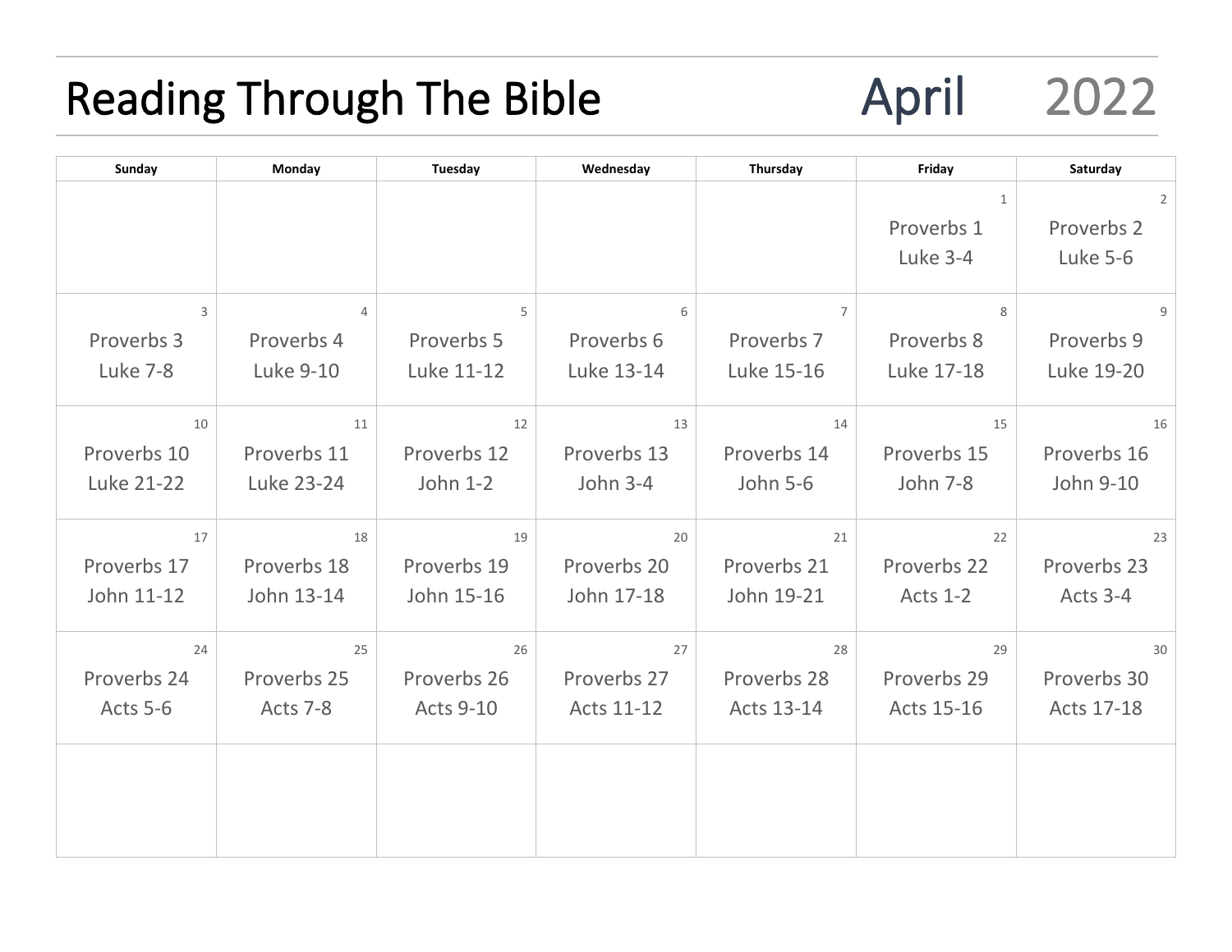# Reading Through The Bible — April 2022

| Sunday | Monday | Tuesday | Wednesday | Thursday | Friday | Saturday |
|---|---|---|---|---|---|---|
| | | | | | 1<br>Proverbs 1<br>Luke 3-4 | 2<br>Proverbs 2<br>Luke 5-6 |
| 3<br>Proverbs 3<br>Luke 7-8 | 4<br>Proverbs 4<br>Luke 9-10 | 5<br>Proverbs 5<br>Luke 11-12 | 6<br>Proverbs 6<br>Luke 13-14 | 7<br>Proverbs 7<br>Luke 15-16 | 8<br>Proverbs 8<br>Luke 17-18 | 9<br>Proverbs 9<br>Luke 19-20 |
| 10<br>Proverbs 10<br>Luke 21-22 | 11<br>Proverbs 11<br>Luke 23-24 | 12<br>Proverbs 12<br>John 1-2 | 13<br>Proverbs 13<br>John 3-4 | 14<br>Proverbs 14<br>John 5-6 | 15<br>Proverbs 15<br>John 7-8 | 16<br>Proverbs 16<br>John 9-10 |
| 17<br>Proverbs 17<br>John 11-12 | 18<br>Proverbs 18<br>John 13-14 | 19<br>Proverbs 19<br>John 15-16 | 20<br>Proverbs 20<br>John 17-18 | 21<br>Proverbs 21<br>John 19-21 | 22<br>Proverbs 22<br>Acts 1-2 | 23<br>Proverbs 23<br>Acts 3-4 |
| 24<br>Proverbs 24<br>Acts 5-6 | 25<br>Proverbs 25<br>Acts 7-8 | 26<br>Proverbs 26<br>Acts 9-10 | 27<br>Proverbs 27<br>Acts 11-12 | 28<br>Proverbs 28<br>Acts 13-14 | 29<br>Proverbs 29<br>Acts 15-16 | 30<br>Proverbs 30<br>Acts 17-18 |
| | | | | | | |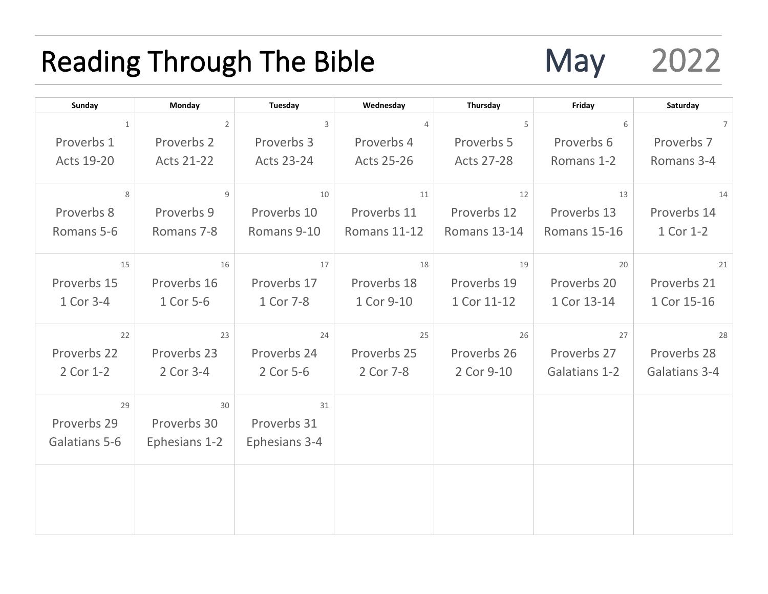# Reading Through The Bible May 2022

| Sunday | Monday | Tuesday | Wednesday | Thursday | Friday | Saturday |
|---|---|---|---|---|---|---|
| 1<br>Proverbs 1<br>Acts 19-20 | 2<br>Proverbs 2<br>Acts 21-22 | 3<br>Proverbs 3<br>Acts 23-24 | 4<br>Proverbs 4<br>Acts 25-26 | 5<br>Proverbs 5<br>Acts 27-28 | 6<br>Proverbs 6<br>Romans 1-2 | 7<br>Proverbs 7<br>Romans 3-4 |
| 8<br>Proverbs 8<br>Romans 5-6 | 9<br>Proverbs 9<br>Romans 7-8 | 10<br>Proverbs 10<br>Romans 9-10 | 11<br>Proverbs 11<br>Romans 11-12 | 12<br>Proverbs 12<br>Romans 13-14 | 13<br>Proverbs 13<br>Romans 15-16 | 14<br>Proverbs 14<br>1 Cor 1-2 |
| 15<br>Proverbs 15<br>1 Cor 3-4 | 16<br>Proverbs 16<br>1 Cor 5-6 | 17<br>Proverbs 17<br>1 Cor 7-8 | 18<br>Proverbs 18<br>1 Cor 9-10 | 19<br>Proverbs 19<br>1 Cor 11-12 | 20<br>Proverbs 20<br>1 Cor 13-14 | 21<br>Proverbs 21<br>1 Cor 15-16 |
| 22<br>Proverbs 22<br>2 Cor 1-2 | 23<br>Proverbs 23<br>2 Cor 3-4 | 24<br>Proverbs 24<br>2 Cor 5-6 | 25<br>Proverbs 25<br>2 Cor 7-8 | 26<br>Proverbs 26<br>2 Cor 9-10 | 27<br>Proverbs 27<br>Galatians 1-2 | 28<br>Proverbs 28<br>Galatians 3-4 |
| 29<br>Proverbs 29<br>Galatians 5-6 | 30<br>Proverbs 30<br>Ephesians 1-2 | 31<br>Proverbs 31<br>Ephesians 3-4 | | | | |
| | | | | | | |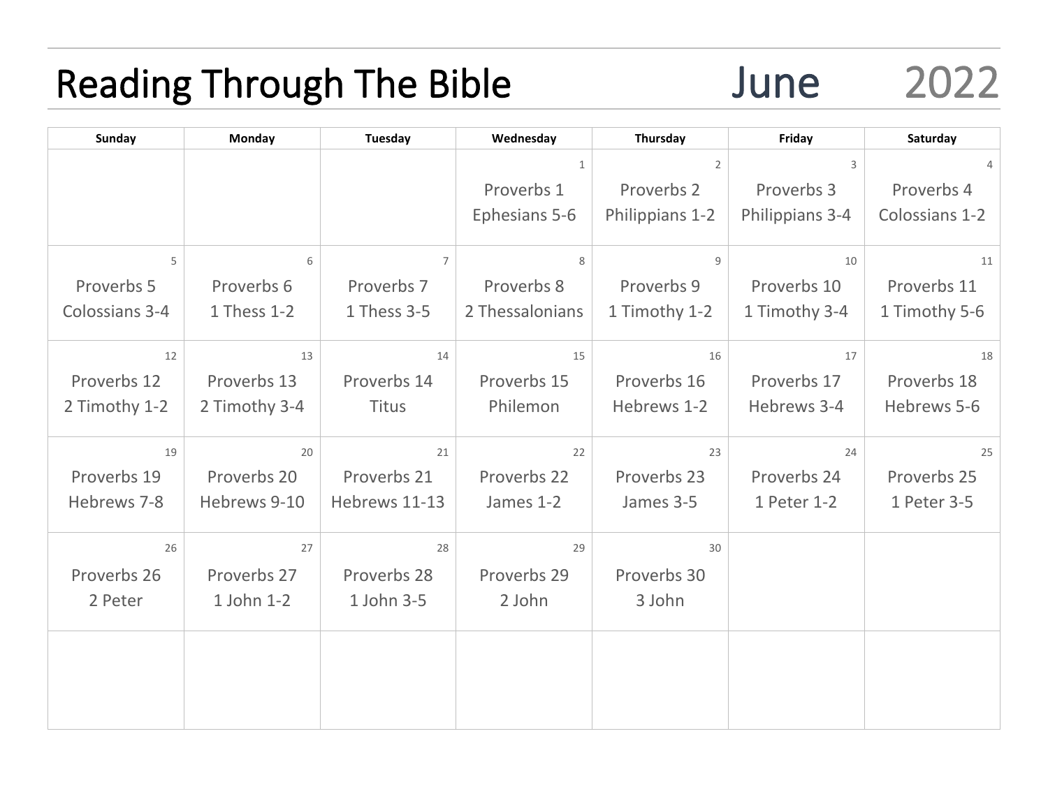# Reading Through The Bible June 2022

| Sunday | Monday | Tuesday | Wednesday | Thursday | Friday | Saturday |
|---|---|---|---|---|---|---|
| | | | 1<br>Proverbs 1<br>Ephesians 5-6 | 2<br>Proverbs 2<br>Philippians 1-2 | 3<br>Proverbs 3<br>Philippians 3-4 | 4<br>Proverbs 4<br>Colossians 1-2 |
| 5<br>Proverbs 5<br>Colossians 3-4 | 6<br>Proverbs 6<br>1 Thess 1-2 | 7<br>Proverbs 7<br>1 Thess 3-5 | 8<br>Proverbs 8<br>2 Thessalonians | 9<br>Proverbs 9<br>1 Timothy 1-2 | 10<br>Proverbs 10<br>1 Timothy 3-4 | 11<br>Proverbs 11<br>1 Timothy 5-6 |
| 12<br>Proverbs 12<br>2 Timothy 1-2 | 13<br>Proverbs 13<br>2 Timothy 3-4 | 14<br>Proverbs 14<br>Titus | 15<br>Proverbs 15<br>Philemon | 16<br>Proverbs 16<br>Hebrews 1-2 | 17<br>Proverbs 17<br>Hebrews 3-4 | 18<br>Proverbs 18<br>Hebrews 5-6 |
| 19<br>Proverbs 19<br>Hebrews 7-8 | 20<br>Proverbs 20<br>Hebrews 9-10 | 21<br>Proverbs 21<br>Hebrews 11-13 | 22<br>Proverbs 22<br>James 1-2 | 23<br>Proverbs 23<br>James 3-5 | 24<br>Proverbs 24<br>1 Peter 1-2 | 25<br>Proverbs 25<br>1 Peter 3-5 |
| 26<br>Proverbs 26<br>2 Peter | 27<br>Proverbs 27<br>1 John 1-2 | 28<br>Proverbs 28<br>1 John 3-5 | 29<br>Proverbs 29<br>2 John | 30<br>Proverbs 30<br>3 John | | |
| | | | | | | |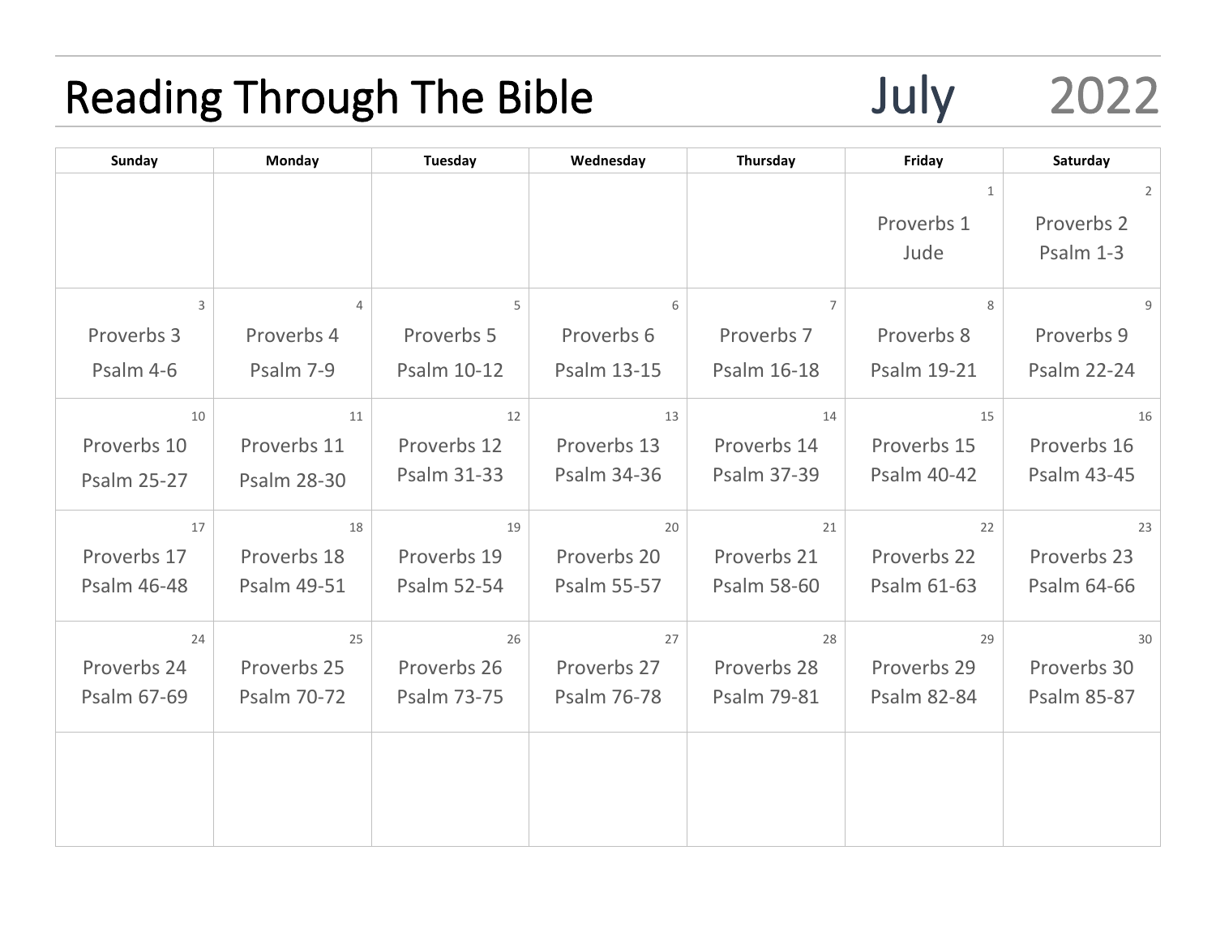# Reading Through The Bible July 2022

| Sunday | Monday | Tuesday | Wednesday | Thursday | Friday | Saturday |
|---|---|---|---|---|---|---|
| | | | | | 1<br>Proverbs 1<br>Jude | 2<br>Proverbs 2<br>Psalm 1-3 |
| 3<br>Proverbs 3<br>Psalm 4-6 | 4<br>Proverbs 4<br>Psalm 7-9 | 5<br>Proverbs 5<br>Psalm 10-12 | 6<br>Proverbs 6<br>Psalm 13-15 | 7<br>Proverbs 7<br>Psalm 16-18 | 8<br>Proverbs 8<br>Psalm 19-21 | 9<br>Proverbs 9<br>Psalm 22-24 |
| 10<br>Proverbs 10<br>Psalm 25-27 | 11<br>Proverbs 11<br>Psalm 28-30 | 12<br>Proverbs 12<br>Psalm 31-33 | 13<br>Proverbs 13<br>Psalm 34-36 | 14<br>Proverbs 14<br>Psalm 37-39 | 15<br>Proverbs 15<br>Psalm 40-42 | 16<br>Proverbs 16<br>Psalm 43-45 |
| 17<br>Proverbs 17<br>Psalm 46-48 | 18<br>Proverbs 18<br>Psalm 49-51 | 19<br>Proverbs 19<br>Psalm 52-54 | 20<br>Proverbs 20<br>Psalm 55-57 | 21<br>Proverbs 21<br>Psalm 58-60 | 22<br>Proverbs 22<br>Psalm 61-63 | 23<br>Proverbs 23<br>Psalm 64-66 |
| 24<br>Proverbs 24<br>Psalm 67-69 | 25<br>Proverbs 25<br>Psalm 70-72 | 26<br>Proverbs 26<br>Psalm 73-75 | 27<br>Proverbs 27<br>Psalm 76-78 | 28<br>Proverbs 28<br>Psalm 79-81 | 29<br>Proverbs 29<br>Psalm 82-84 | 30<br>Proverbs 30<br>Psalm 85-87 |
| | | | | | | |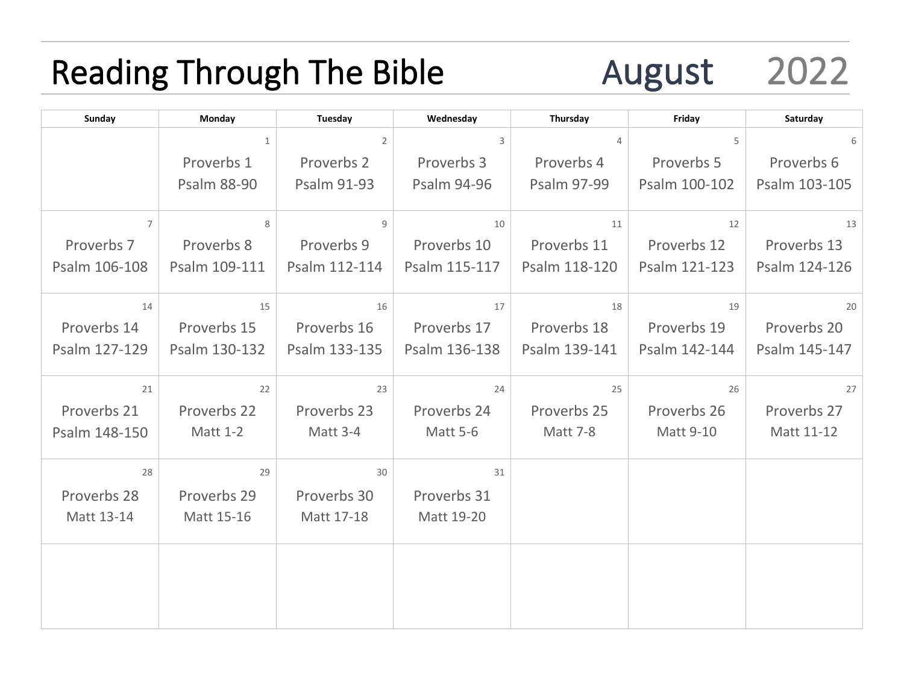# Reading Through The Bible August 2022

| Sunday | Monday | Tuesday | Wednesday | Thursday | Friday | Saturday |
|---|---|---|---|---|---|---|
| | 1<br>Proverbs 1<br>Psalm 88-90 | 2<br>Proverbs 2<br>Psalm 91-93 | 3<br>Proverbs 3<br>Psalm 94-96 | 4<br>Proverbs 4<br>Psalm 97-99 | 5<br>Proverbs 5<br>Psalm 100-102 | 6<br>Proverbs 6<br>Psalm 103-105 |
| 7<br>Proverbs 7<br>Psalm 106-108 | 8<br>Proverbs 8<br>Psalm 109-111 | 9<br>Proverbs 9<br>Psalm 112-114 | 10<br>Proverbs 10<br>Psalm 115-117 | 11<br>Proverbs 11<br>Psalm 118-120 | 12<br>Proverbs 12<br>Psalm 121-123 | 13<br>Proverbs 13<br>Psalm 124-126 |
| 14<br>Proverbs 14<br>Psalm 127-129 | 15<br>Proverbs 15<br>Psalm 130-132 | 16<br>Proverbs 16<br>Psalm 133-135 | 17<br>Proverbs 17<br>Psalm 136-138 | 18<br>Proverbs 18<br>Psalm 139-141 | 19<br>Proverbs 19<br>Psalm 142-144 | 20<br>Proverbs 20<br>Psalm 145-147 |
| 21<br>Proverbs 21<br>Psalm 148-150 | 22<br>Proverbs 22<br>Matt 1-2 | 23<br>Proverbs 23<br>Matt 3-4 | 24<br>Proverbs 24<br>Matt 5-6 | 25<br>Proverbs 25<br>Matt 7-8 | 26<br>Proverbs 26<br>Matt 9-10 | 27<br>Proverbs 27<br>Matt 11-12 |
| 28<br>Proverbs 28<br>Matt 13-14 | 29<br>Proverbs 29<br>Matt 15-16 | 30<br>Proverbs 30<br>Matt 17-18 | 31<br>Proverbs 31<br>Matt 19-20 | | | |
| | | | | | | |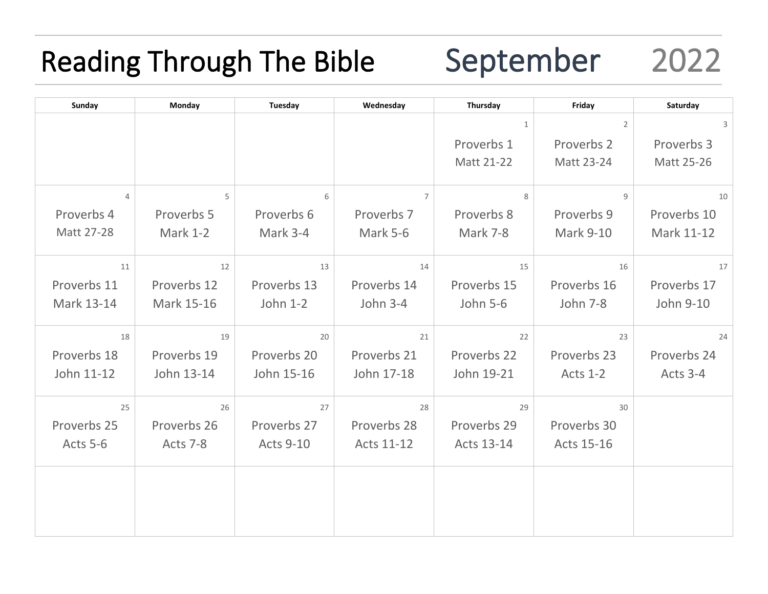# Reading Through The Bible September 2022

| Sunday | Monday | Tuesday | Wednesday | Thursday | Friday | Saturday |
|---|---|---|---|---|---|---|
| | | | | 1<br>Proverbs 1<br>Matt 21-22 | 2<br>Proverbs 2<br>Matt 23-24 | 3<br>Proverbs 3<br>Matt 25-26 |
| 4<br>Proverbs 4<br>Matt 27-28 | 5<br>Proverbs 5<br>Mark 1-2 | 6<br>Proverbs 6<br>Mark 3-4 | 7<br>Proverbs 7<br>Mark 5-6 | 8<br>Proverbs 8<br>Mark 7-8 | 9<br>Proverbs 9<br>Mark 9-10 | 10<br>Proverbs 10<br>Mark 11-12 |
| 11<br>Proverbs 11<br>Mark 13-14 | 12<br>Proverbs 12<br>Mark 15-16 | 13<br>Proverbs 13<br>John 1-2 | 14<br>Proverbs 14<br>John 3-4 | 15<br>Proverbs 15<br>John 5-6 | 16<br>Proverbs 16<br>John 7-8 | 17<br>Proverbs 17<br>John 9-10 |
| 18<br>Proverbs 18<br>John 11-12 | 19<br>Proverbs 19<br>John 13-14 | 20<br>Proverbs 20<br>John 15-16 | 21<br>Proverbs 21<br>John 17-18 | 22<br>Proverbs 22<br>John 19-21 | 23<br>Proverbs 23<br>Acts 1-2 | 24<br>Proverbs 24<br>Acts 3-4 |
| 25<br>Proverbs 25<br>Acts 5-6 | 26<br>Proverbs 26<br>Acts 7-8 | 27<br>Proverbs 27<br>Acts 9-10 | 28<br>Proverbs 28<br>Acts 11-12 | 29<br>Proverbs 29<br>Acts 13-14 | 30<br>Proverbs 30<br>Acts 15-16 | |
| | | | | | | |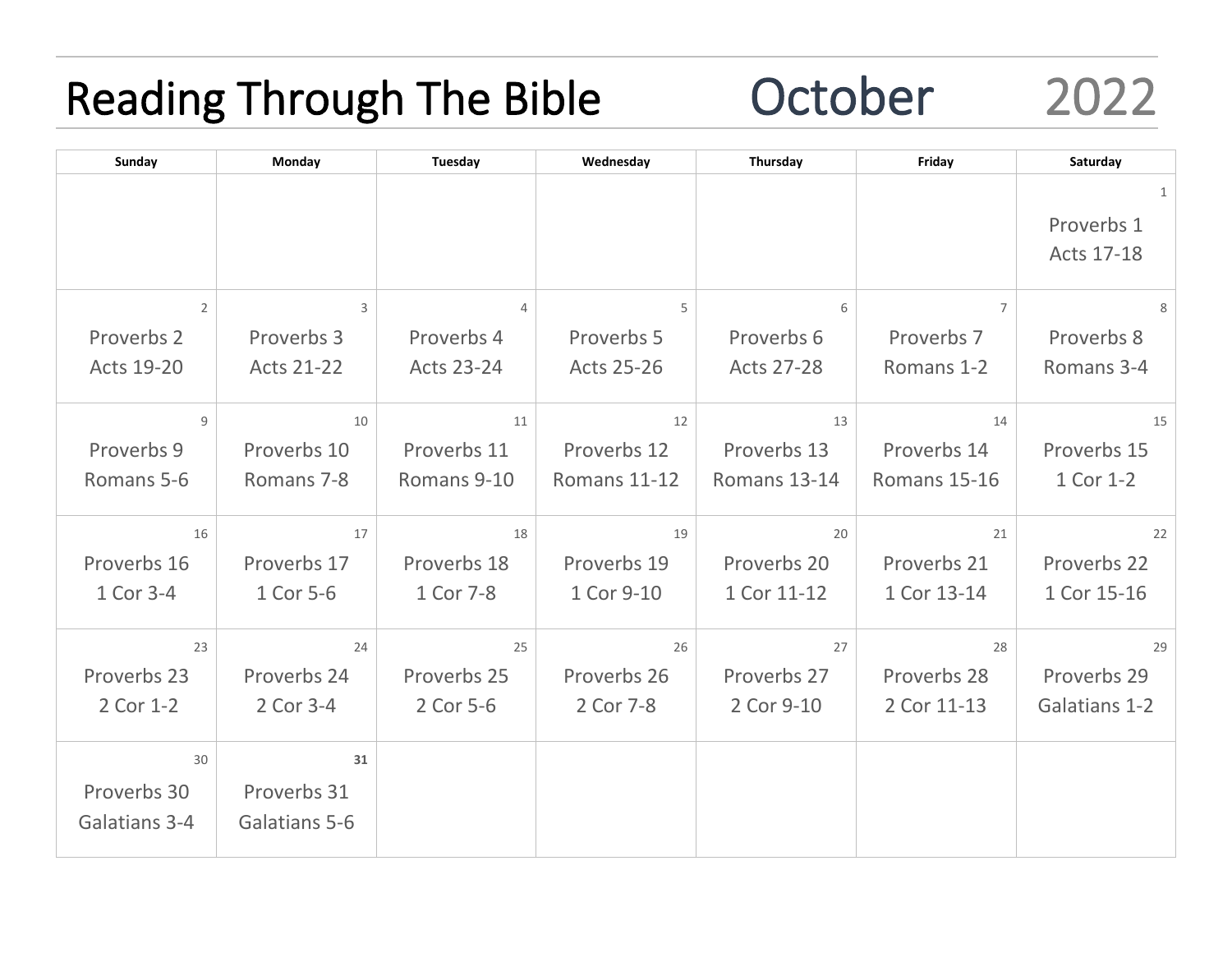# Reading Through The Bible October 2022

| Sunday | Monday | Tuesday | Wednesday | Thursday | Friday | Saturday |
|---|---|---|---|---|---|---|
| | | | | | | 1 Proverbs 1 Acts 17-18 |
| 2 Proverbs 2 Acts 19-20 | 3 Proverbs 3 Acts 21-22 | 4 Proverbs 4 Acts 23-24 | 5 Proverbs 5 Acts 25-26 | 6 Proverbs 6 Acts 27-28 | 7 Proverbs 7 Romans 1-2 | 8 Proverbs 8 Romans 3-4 |
| 9 Proverbs 9 Romans 5-6 | 10 Proverbs 10 Romans 7-8 | 11 Proverbs 11 Romans 9-10 | 12 Proverbs 12 Romans 11-12 | 13 Proverbs 13 Romans 13-14 | 14 Proverbs 14 Romans 15-16 | 15 Proverbs 15 1 Cor 1-2 |
| 16 Proverbs 16 1 Cor 3-4 | 17 Proverbs 17 1 Cor 5-6 | 18 Proverbs 18 1 Cor 7-8 | 19 Proverbs 19 1 Cor 9-10 | 20 Proverbs 20 1 Cor 11-12 | 21 Proverbs 21 1 Cor 13-14 | 22 Proverbs 22 1 Cor 15-16 |
| 23 Proverbs 23 2 Cor 1-2 | 24 Proverbs 24 2 Cor 3-4 | 25 Proverbs 25 2 Cor 5-6 | 26 Proverbs 26 2 Cor 7-8 | 27 Proverbs 27 2 Cor 9-10 | 28 Proverbs 28 2 Cor 11-13 | 29 Proverbs 29 Galatians 1-2 |
| 30 Proverbs 30 Galatians 3-4 | **31** Proverbs 31 Galatians 5-6 | | | | | |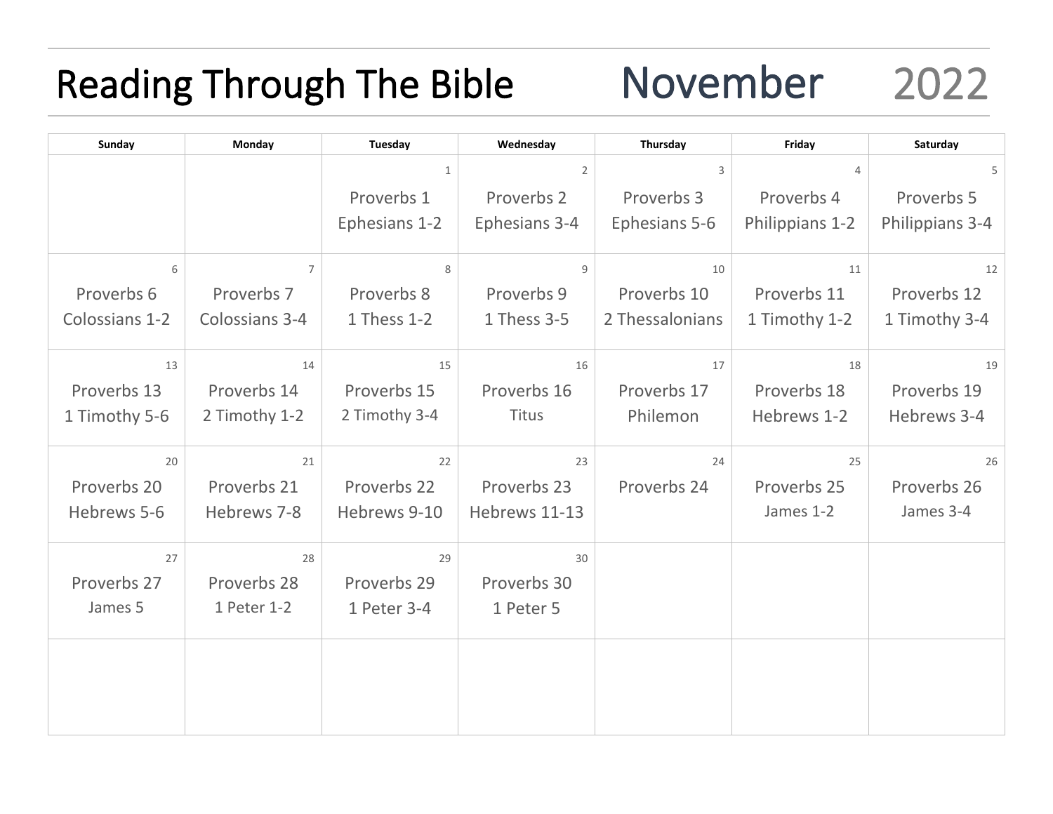# Reading Through The Bible — November 2022

| Sunday | Monday | Tuesday | Wednesday | Thursday | Friday | Saturday |
|---|---|---|---|---|---|---|
| | | 1<br>Proverbs 1<br>Ephesians 1-2 | 2<br>Proverbs 2<br>Ephesians 3-4 | 3<br>Proverbs 3<br>Ephesians 5-6 | 4<br>Proverbs 4<br>Philippians 1-2 | 5<br>Proverbs 5<br>Philippians 3-4 |
| 6<br>Proverbs 6<br>Colossians 1-2 | 7<br>Proverbs 7<br>Colossians 3-4 | 8<br>Proverbs 8<br>1 Thess 1-2 | 9<br>Proverbs 9<br>1 Thess 3-5 | 10<br>Proverbs 10<br>2 Thessalonians | 11<br>Proverbs 11<br>1 Timothy 1-2 | 12<br>Proverbs 12<br>1 Timothy 3-4 |
| 13<br>Proverbs 13<br>1 Timothy 5-6 | 14<br>Proverbs 14<br>2 Timothy 1-2 | 15<br>Proverbs 15<br>2 Timothy 3-4 | 16<br>Proverbs 16<br>Titus | 17<br>Proverbs 17<br>Philemon | 18<br>Proverbs 18<br>Hebrews 1-2 | 19<br>Proverbs 19<br>Hebrews 3-4 |
| 20<br>Proverbs 20<br>Hebrews 5-6 | 21<br>Proverbs 21<br>Hebrews 7-8 | 22<br>Proverbs 22<br>Hebrews 9-10 | 23<br>Proverbs 23<br>Hebrews 11-13 | 24<br>Proverbs 24 | 25<br>Proverbs 25<br>James 1-2 | 26<br>Proverbs 26<br>James 3-4 |
| 27<br>Proverbs 27<br>James 5 | 28<br>Proverbs 28<br>1 Peter 1-2 | 29<br>Proverbs 29<br>1 Peter 3-4 | 30<br>Proverbs 30<br>1 Peter 5 | | | |
| | | | | | | |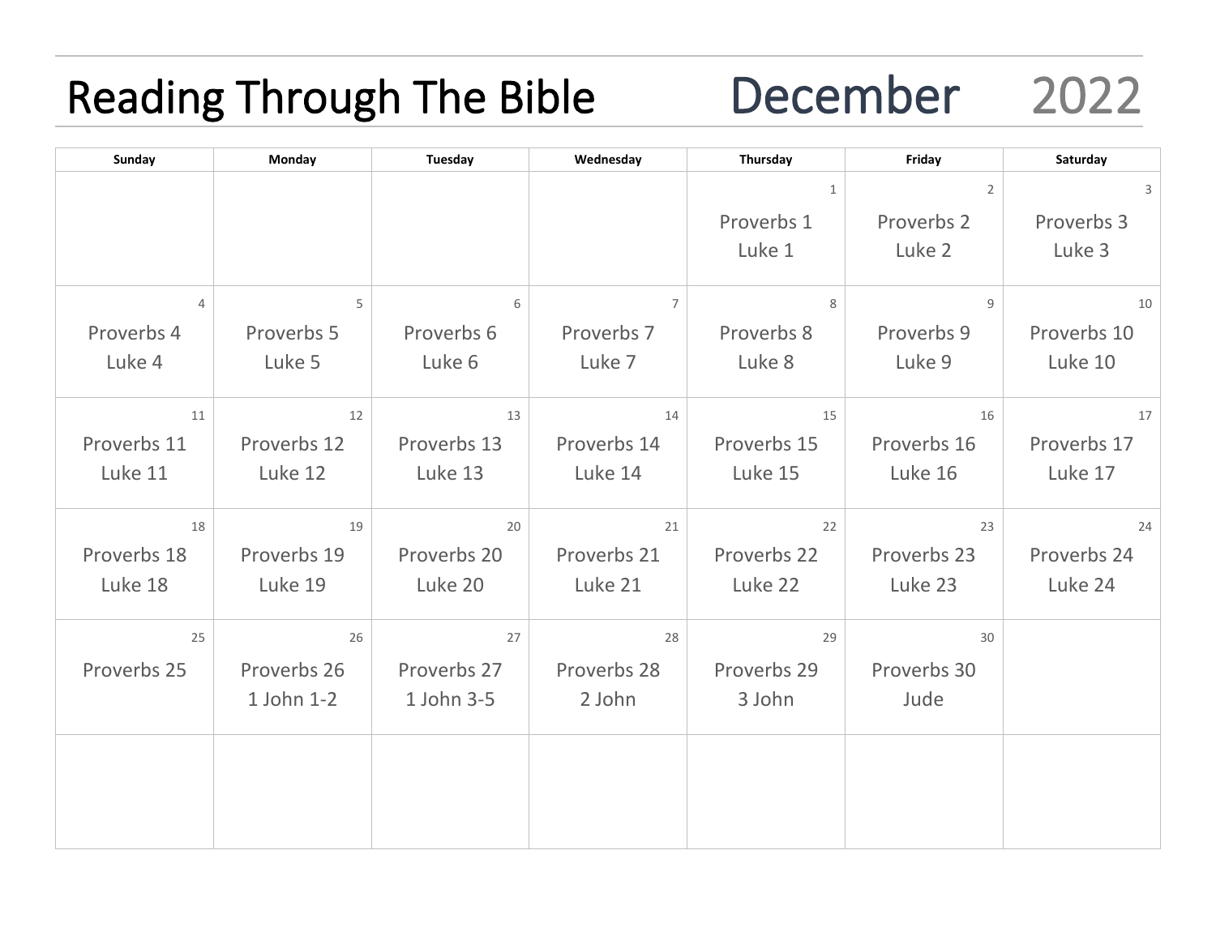# Reading Through The Bible December 2022

| Sunday | Monday | Tuesday | Wednesday | Thursday | Friday | Saturday |
|---|---|---|---|---|---|---|
| | | | | 1 Proverbs 1 Luke 1 | 2 Proverbs 2 Luke 2 | 3 Proverbs 3 Luke 3 |
| 4 Proverbs 4 Luke 4 | 5 Proverbs 5 Luke 5 | 6 Proverbs 6 Luke 6 | 7 Proverbs 7 Luke 7 | 8 Proverbs 8 Luke 8 | 9 Proverbs 9 Luke 9 | 10 Proverbs 10 Luke 10 |
| 11 Proverbs 11 Luke 11 | 12 Proverbs 12 Luke 12 | 13 Proverbs 13 Luke 13 | 14 Proverbs 14 Luke 14 | 15 Proverbs 15 Luke 15 | 16 Proverbs 16 Luke 16 | 17 Proverbs 17 Luke 17 |
| 18 Proverbs 18 Luke 18 | 19 Proverbs 19 Luke 19 | 20 Proverbs 20 Luke 20 | 21 Proverbs 21 Luke 21 | 22 Proverbs 22 Luke 22 | 23 Proverbs 23 Luke 23 | 24 Proverbs 24 Luke 24 |
| 25 Proverbs 25 | 26 Proverbs 26 1 John 1-2 | 27 Proverbs 27 1 John 3-5 | 28 Proverbs 28 2 John | 29 Proverbs 29 3 John | 30 Proverbs 30 Jude | |
| | | | | | | |